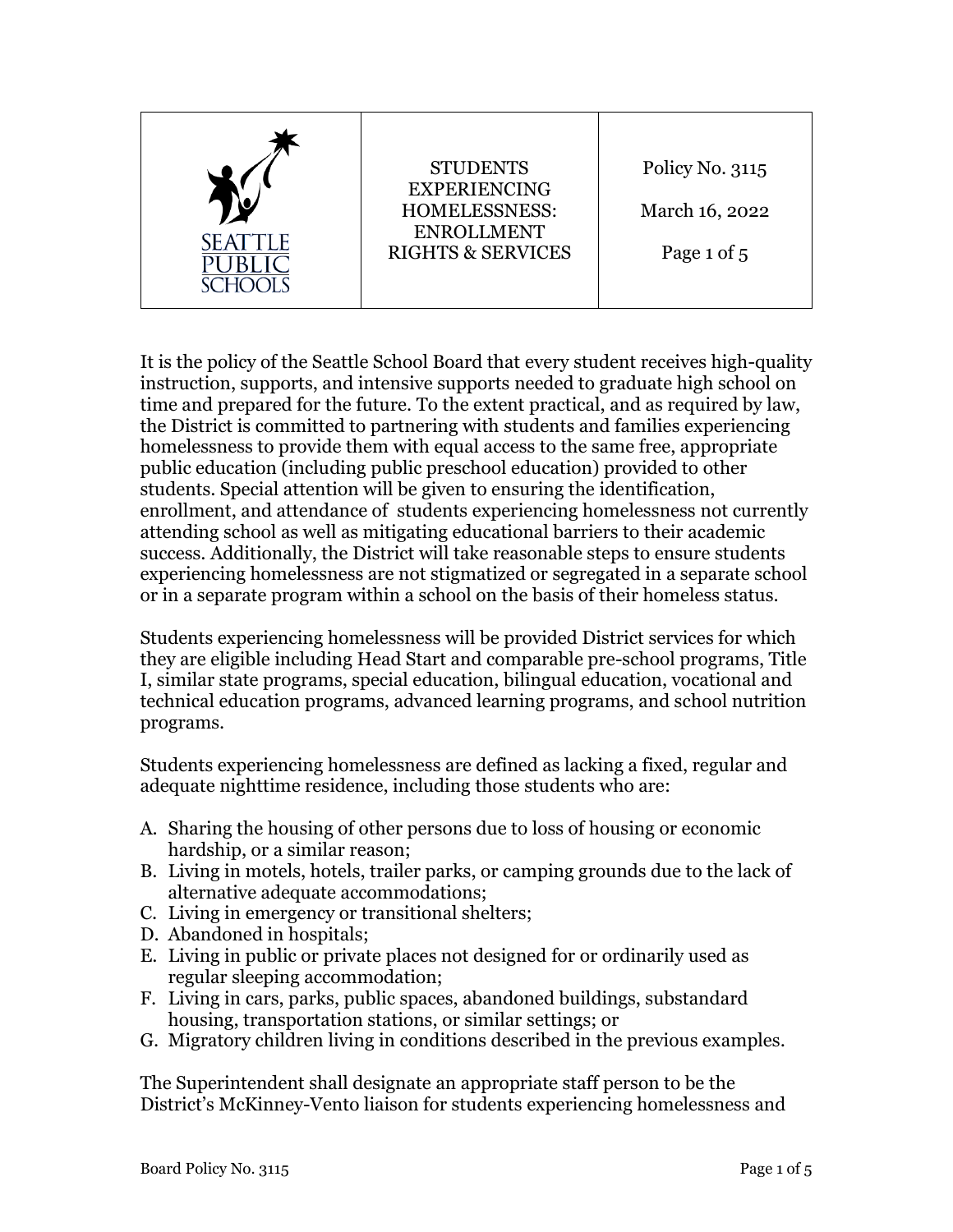| SEATTLE PUBLIC SCHOOLS | STUDENTS EXPERIENCING HOMELESSNESS: ENROLLMENT RIGHTS & SERVICES | Policy No. 3115<br><br>March 16, 2022<br><br>Page 1 of 5 |
|---|---|---|

It is the policy of the Seattle School Board that every student receives high-quality instruction, supports, and intensive supports needed to graduate high school on time and prepared for the future. To the extent practical, and as required by law, the District is committed to partnering with students and families experiencing homelessness to provide them with equal access to the same free, appropriate public education (including public preschool education) provided to other students. Special attention will be given to ensuring the identification, enrollment, and attendance of students experiencing homelessness not currently attending school as well as mitigating educational barriers to their academic success. Additionally, the District will take reasonable steps to ensure students experiencing homelessness are not stigmatized or segregated in a separate school or in a separate program within a school on the basis of their homeless status.

Students experiencing homelessness will be provided District services for which they are eligible including Head Start and comparable pre-school programs, Title I, similar state programs, special education, bilingual education, vocational and technical education programs, advanced learning programs, and school nutrition programs.

Students experiencing homelessness are defined as lacking a fixed, regular and adequate nighttime residence, including those students who are:

A. Sharing the housing of other persons due to loss of housing or economic hardship, or a similar reason;
B. Living in motels, hotels, trailer parks, or camping grounds due to the lack of alternative adequate accommodations;
C. Living in emergency or transitional shelters;
D. Abandoned in hospitals;
E. Living in public or private places not designed for or ordinarily used as regular sleeping accommodation;
F. Living in cars, parks, public spaces, abandoned buildings, substandard housing, transportation stations, or similar settings; or
G. Migratory children living in conditions described in the previous examples.

The Superintendent shall designate an appropriate staff person to be the District's McKinney-Vento liaison for students experiencing homelessness and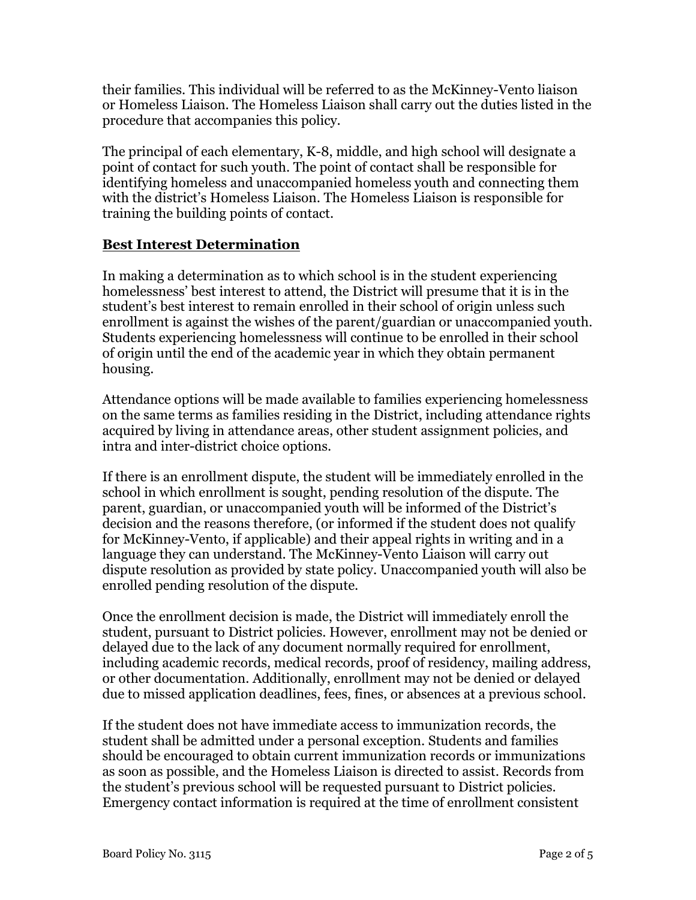their families. This individual will be referred to as the McKinney-Vento liaison or Homeless Liaison. The Homeless Liaison shall carry out the duties listed in the procedure that accompanies this policy.

The principal of each elementary, K-8, middle, and high school will designate a point of contact for such youth. The point of contact shall be responsible for identifying homeless and unaccompanied homeless youth and connecting them with the district's Homeless Liaison. The Homeless Liaison is responsible for training the building points of contact.

## Best Interest Determination

In making a determination as to which school is in the student experiencing homelessness' best interest to attend, the District will presume that it is in the student's best interest to remain enrolled in their school of origin unless such enrollment is against the wishes of the parent/guardian or unaccompanied youth. Students experiencing homelessness will continue to be enrolled in their school of origin until the end of the academic year in which they obtain permanent housing.

Attendance options will be made available to families experiencing homelessness on the same terms as families residing in the District, including attendance rights acquired by living in attendance areas, other student assignment policies, and intra and inter-district choice options.

If there is an enrollment dispute, the student will be immediately enrolled in the school in which enrollment is sought, pending resolution of the dispute. The parent, guardian, or unaccompanied youth will be informed of the District's decision and the reasons therefore, (or informed if the student does not qualify for McKinney-Vento, if applicable) and their appeal rights in writing and in a language they can understand. The McKinney-Vento Liaison will carry out dispute resolution as provided by state policy. Unaccompanied youth will also be enrolled pending resolution of the dispute.

Once the enrollment decision is made, the District will immediately enroll the student, pursuant to District policies. However, enrollment may not be denied or delayed due to the lack of any document normally required for enrollment, including academic records, medical records, proof of residency, mailing address, or other documentation. Additionally, enrollment may not be denied or delayed due to missed application deadlines, fees, fines, or absences at a previous school.

If the student does not have immediate access to immunization records, the student shall be admitted under a personal exception. Students and families should be encouraged to obtain current immunization records or immunizations as soon as possible, and the Homeless Liaison is directed to assist. Records from the student's previous school will be requested pursuant to District policies. Emergency contact information is required at the time of enrollment consistent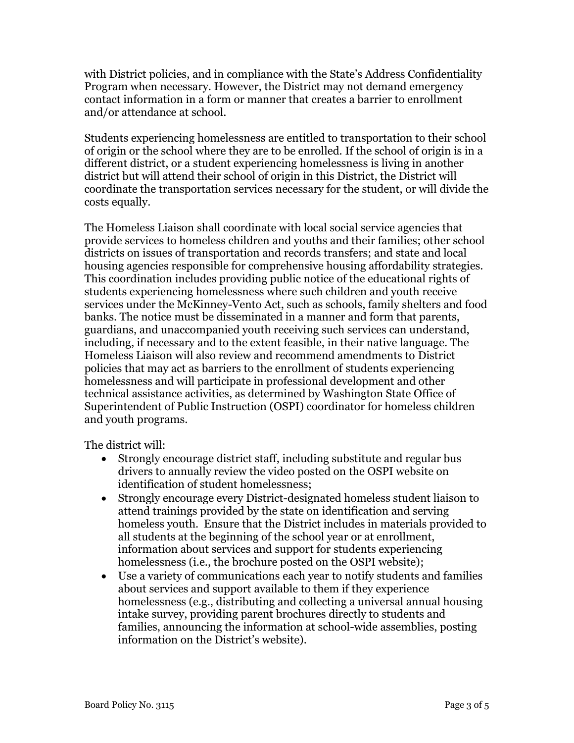with District policies, and in compliance with the State's Address Confidentiality Program when necessary. However, the District may not demand emergency contact information in a form or manner that creates a barrier to enrollment and/or attendance at school.

Students experiencing homelessness are entitled to transportation to their school of origin or the school where they are to be enrolled. If the school of origin is in a different district, or a student experiencing homelessness is living in another district but will attend their school of origin in this District, the District will coordinate the transportation services necessary for the student, or will divide the costs equally.

The Homeless Liaison shall coordinate with local social service agencies that provide services to homeless children and youths and their families; other school districts on issues of transportation and records transfers; and state and local housing agencies responsible for comprehensive housing affordability strategies. This coordination includes providing public notice of the educational rights of students experiencing homelessness where such children and youth receive services under the McKinney-Vento Act, such as schools, family shelters and food banks. The notice must be disseminated in a manner and form that parents, guardians, and unaccompanied youth receiving such services can understand, including, if necessary and to the extent feasible, in their native language. The Homeless Liaison will also review and recommend amendments to District policies that may act as barriers to the enrollment of students experiencing homelessness and will participate in professional development and other technical assistance activities, as determined by Washington State Office of Superintendent of Public Instruction (OSPI) coordinator for homeless children and youth programs.

The district will:

- Strongly encourage district staff, including substitute and regular bus drivers to annually review the video posted on the OSPI website on identification of student homelessness;
- Strongly encourage every District-designated homeless student liaison to attend trainings provided by the state on identification and serving homeless youth. Ensure that the District includes in materials provided to all students at the beginning of the school year or at enrollment, information about services and support for students experiencing homelessness (i.e., the brochure posted on the OSPI website);
- Use a variety of communications each year to notify students and families about services and support available to them if they experience homelessness (e.g., distributing and collecting a universal annual housing intake survey, providing parent brochures directly to students and families, announcing the information at school-wide assemblies, posting information on the District's website).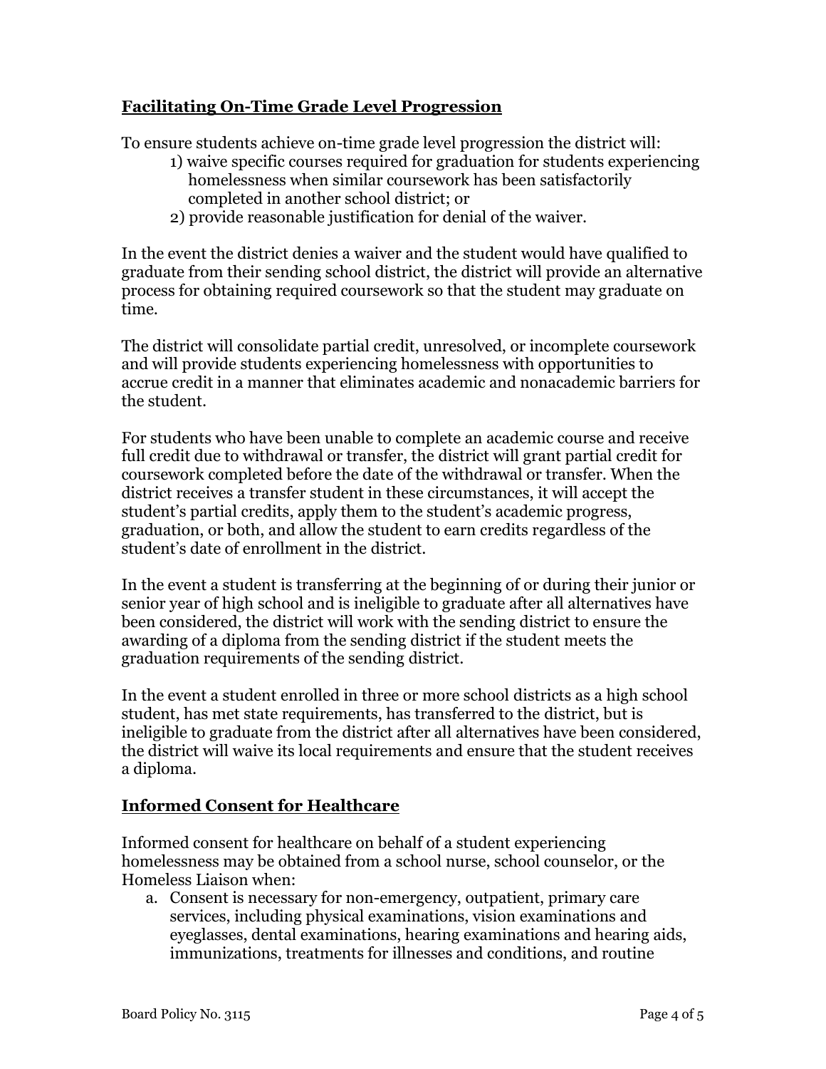## **Facilitating On-Time Grade Level Progression**

To ensure students achieve on-time grade level progression the district will:

1) waive specific courses required for graduation for students experiencing homelessness when similar coursework has been satisfactorily completed in another school district; or
2) provide reasonable justification for denial of the waiver.

In the event the district denies a waiver and the student would have qualified to graduate from their sending school district, the district will provide an alternative process for obtaining required coursework so that the student may graduate on time.

The district will consolidate partial credit, unresolved, or incomplete coursework and will provide students experiencing homelessness with opportunities to accrue credit in a manner that eliminates academic and nonacademic barriers for the student.

For students who have been unable to complete an academic course and receive full credit due to withdrawal or transfer, the district will grant partial credit for coursework completed before the date of the withdrawal or transfer. When the district receives a transfer student in these circumstances, it will accept the student's partial credits, apply them to the student's academic progress, graduation, or both, and allow the student to earn credits regardless of the student's date of enrollment in the district.

In the event a student is transferring at the beginning of or during their junior or senior year of high school and is ineligible to graduate after all alternatives have been considered, the district will work with the sending district to ensure the awarding of a diploma from the sending district if the student meets the graduation requirements of the sending district.

In the event a student enrolled in three or more school districts as a high school student, has met state requirements, has transferred to the district, but is ineligible to graduate from the district after all alternatives have been considered, the district will waive its local requirements and ensure that the student receives a diploma.

## **Informed Consent for Healthcare**

Informed consent for healthcare on behalf of a student experiencing homelessness may be obtained from a school nurse, school counselor, or the Homeless Liaison when:

a. Consent is necessary for non-emergency, outpatient, primary care services, including physical examinations, vision examinations and eyeglasses, dental examinations, hearing examinations and hearing aids, immunizations, treatments for illnesses and conditions, and routine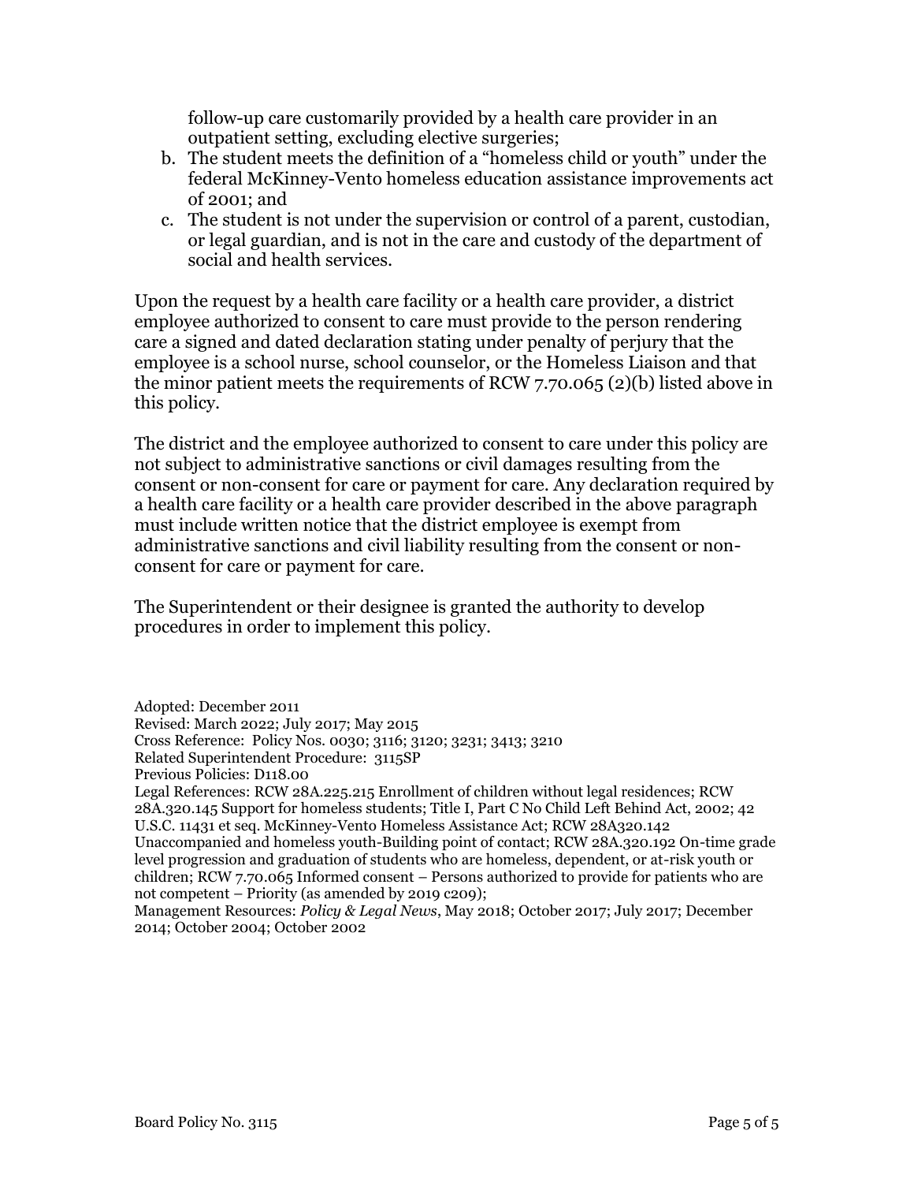follow-up care customarily provided by a health care provider in an outpatient setting, excluding elective surgeries;

b. The student meets the definition of a "homeless child or youth" under the federal McKinney-Vento homeless education assistance improvements act of 2001; and

c. The student is not under the supervision or control of a parent, custodian, or legal guardian, and is not in the care and custody of the department of social and health services.

Upon the request by a health care facility or a health care provider, a district employee authorized to consent to care must provide to the person rendering care a signed and dated declaration stating under penalty of perjury that the employee is a school nurse, school counselor, or the Homeless Liaison and that the minor patient meets the requirements of RCW 7.70.065 (2)(b) listed above in this policy.

The district and the employee authorized to consent to care under this policy are not subject to administrative sanctions or civil damages resulting from the consent or non-consent for care or payment for care. Any declaration required by a health care facility or a health care provider described in the above paragraph must include written notice that the district employee is exempt from administrative sanctions and civil liability resulting from the consent or non-consent for care or payment for care.

The Superintendent or their designee is granted the authority to develop procedures in order to implement this policy.

Adopted: December 2011
Revised: March 2022; July 2017; May 2015
Cross Reference: Policy Nos. 0030; 3116; 3120; 3231; 3413; 3210
Related Superintendent Procedure: 3115SP
Previous Policies: D118.00
Legal References: RCW 28A.225.215 Enrollment of children without legal residences; RCW 28A.320.145 Support for homeless students; Title I, Part C No Child Left Behind Act, 2002; 42 U.S.C. 11431 et seq. McKinney-Vento Homeless Assistance Act; RCW 28A320.142 Unaccompanied and homeless youth-Building point of contact; RCW 28A.320.192 On-time grade level progression and graduation of students who are homeless, dependent, or at-risk youth or children; RCW 7.70.065 Informed consent – Persons authorized to provide for patients who are not competent – Priority (as amended by 2019 c209);
Management Resources: *Policy & Legal News*, May 2018; October 2017; July 2017; December 2014; October 2004; October 2002